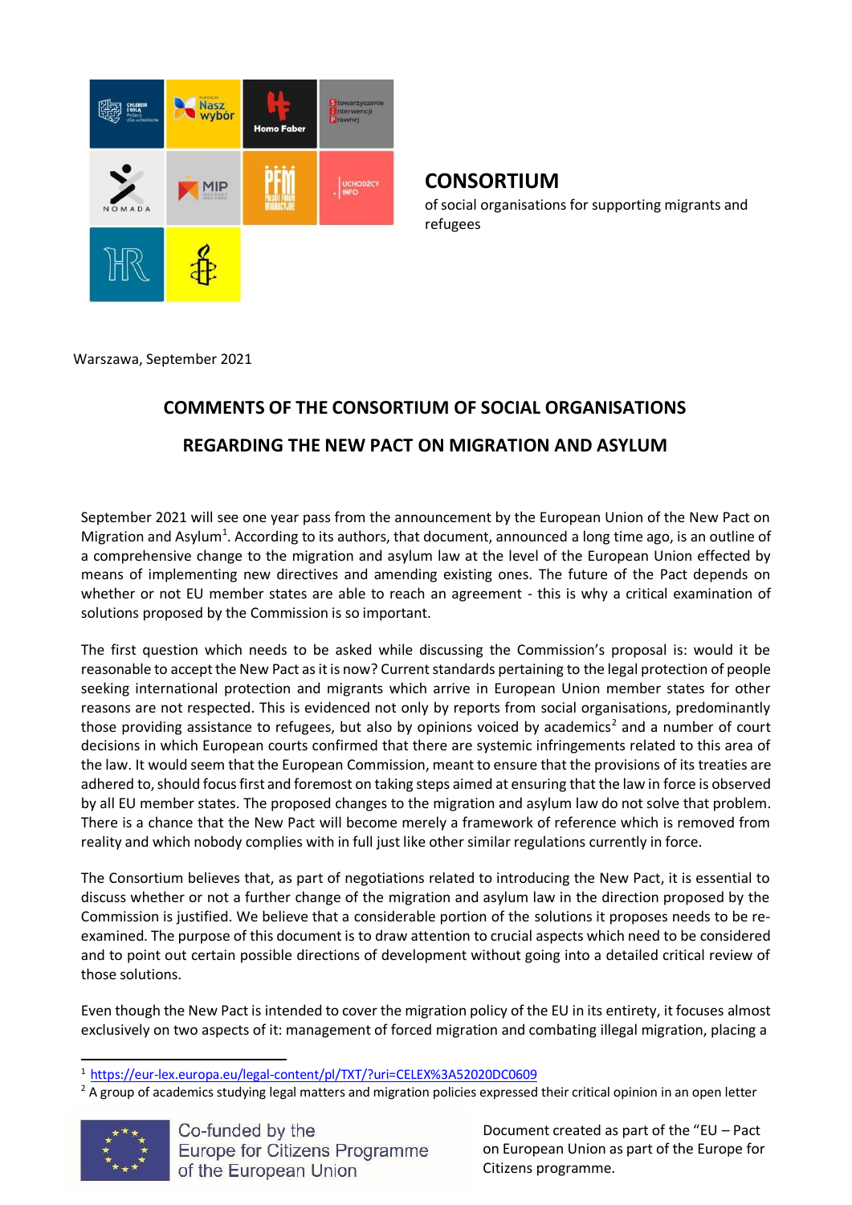**CONSORTIUM**

of social organisations for supporting migrants and refugees

Warszawa, September 2021

## COMMENTS OF THE CONSORTIUM OF SOCIAL ORGANISATIONS REGARDING THE NEW PACT ON MIGRATION AND ASYLUM

September 2021 will see one year pass from the announcement by the European Union of the New Pact on Migration and Asylum[1]. According to its authors, that document, announced a long time ago, is an outline of a comprehensive change to the migration and asylum law at the level of the European Union effected by means of implementing new directives and amending existing ones. The future of the Pact depends on whether or not EU member states are able to reach an agreement - this is why a critical examination of solutions proposed by the Commission is so important.

The first question which needs to be asked while discussing the Commission's proposal is: would it be reasonable to accept the New Pact as it is now? Current standards pertaining to the legal protection of people seeking international protection and migrants which arrive in European Union member states for other reasons are not respected. This is evidenced not only by reports from social organisations, predominantly those providing assistance to refugees, but also by opinions voiced by academics[2] and a number of court decisions in which European courts confirmed that there are systemic infringements related to this area of the law. It would seem that the European Commission, meant to ensure that the provisions of its treaties are adhered to, should focus first and foremost on taking steps aimed at ensuring that the law in force is observed by all EU member states. The proposed changes to the migration and asylum law do not solve that problem. There is a chance that the New Pact will become merely a framework of reference which is removed from reality and which nobody complies with in full just like other similar regulations currently in force.

The Consortium believes that, as part of negotiations related to introducing the New Pact, it is essential to discuss whether or not a further change of the migration and asylum law in the direction proposed by the Commission is justified. We believe that a considerable portion of the solutions it proposes needs to be re-examined. The purpose of this document is to draw attention to crucial aspects which need to be considered and to point out certain possible directions of development without going into a detailed critical review of those solutions.

Even though the New Pact is intended to cover the migration policy of the EU in its entirety, it focuses almost exclusively on two aspects of it: management of forced migration and combating illegal migration, placing a

---

[1] https://eur-lex.europa.eu/legal-content/pl/TXT/?uri=CELEX%3A52020DC0609

[2] A group of academics studying legal matters and migration policies expressed their critical opinion in an open letter

Co-funded by the Europe for Citizens Programme of the European Union

Document created as part of the "EU – Pact on European Union as part of the Europe for Citizens programme.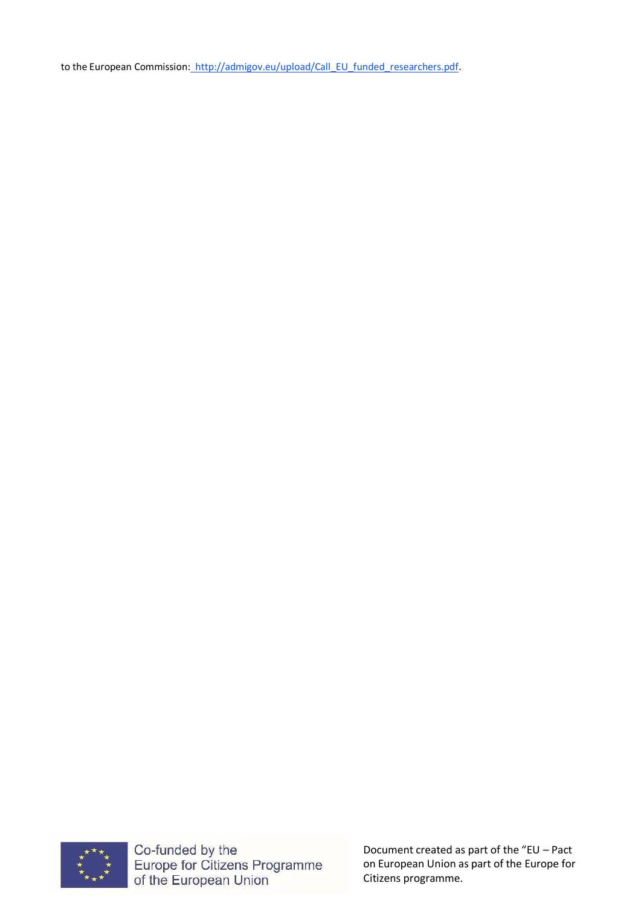to the European Commission: [http://admigov.eu/upload/Call_EU_funded_researchers.pdf](http://admigov.eu/upload/Call_EU_funded_researchers.pdf).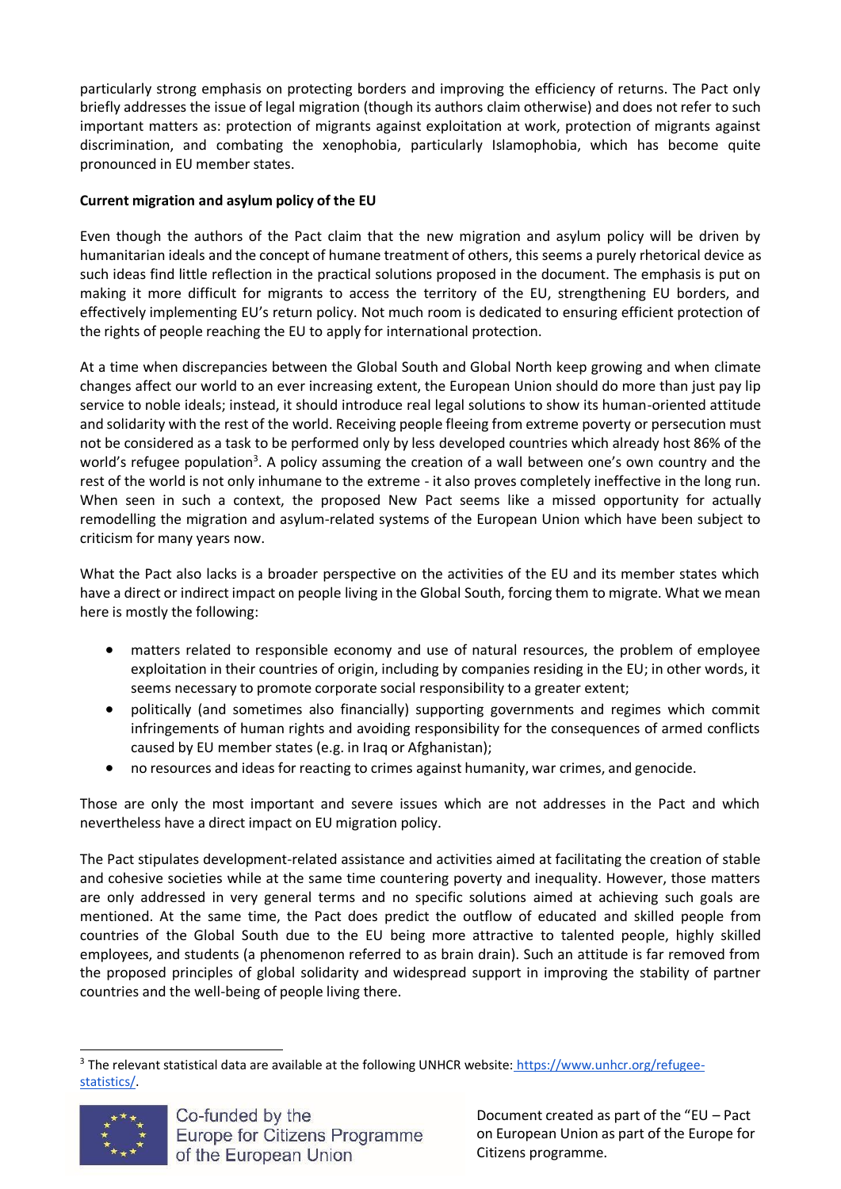particularly strong emphasis on protecting borders and improving the efficiency of returns. The Pact only briefly addresses the issue of legal migration (though its authors claim otherwise) and does not refer to such important matters as: protection of migrants against exploitation at work, protection of migrants against discrimination, and combating the xenophobia, particularly Islamophobia, which has become quite pronounced in EU member states.

**Current migration and asylum policy of the EU**

Even though the authors of the Pact claim that the new migration and asylum policy will be driven by humanitarian ideals and the concept of humane treatment of others, this seems a purely rhetorical device as such ideas find little reflection in the practical solutions proposed in the document. The emphasis is put on making it more difficult for migrants to access the territory of the EU, strengthening EU borders, and effectively implementing EU's return policy. Not much room is dedicated to ensuring efficient protection of the rights of people reaching the EU to apply for international protection.

At a time when discrepancies between the Global South and Global North keep growing and when climate changes affect our world to an ever increasing extent, the European Union should do more than just pay lip service to noble ideals; instead, it should introduce real legal solutions to show its human-oriented attitude and solidarity with the rest of the world. Receiving people fleeing from extreme poverty or persecution must not be considered as a task to be performed only by less developed countries which already host 86% of the world's refugee population[3]. A policy assuming the creation of a wall between one's own country and the rest of the world is not only inhumane to the extreme - it also proves completely ineffective in the long run. When seen in such a context, the proposed New Pact seems like a missed opportunity for actually remodelling the migration and asylum-related systems of the European Union which have been subject to criticism for many years now.

What the Pact also lacks is a broader perspective on the activities of the EU and its member states which have a direct or indirect impact on people living in the Global South, forcing them to migrate. What we mean here is mostly the following:

- matters related to responsible economy and use of natural resources, the problem of employee exploitation in their countries of origin, including by companies residing in the EU; in other words, it seems necessary to promote corporate social responsibility to a greater extent;
- politically (and sometimes also financially) supporting governments and regimes which commit infringements of human rights and avoiding responsibility for the consequences of armed conflicts caused by EU member states (e.g. in Iraq or Afghanistan);
- no resources and ideas for reacting to crimes against humanity, war crimes, and genocide.

Those are only the most important and severe issues which are not addresses in the Pact and which nevertheless have a direct impact on EU migration policy.

The Pact stipulates development-related assistance and activities aimed at facilitating the creation of stable and cohesive societies while at the same time countering poverty and inequality. However, those matters are only addressed in very general terms and no specific solutions aimed at achieving such goals are mentioned. At the same time, the Pact does predict the outflow of educated and skilled people from countries of the Global South due to the EU being more attractive to talented people, highly skilled employees, and students (a phenomenon referred to as brain drain). Such an attitude is far removed from the proposed principles of global solidarity and widespread support in improving the stability of partner countries and the well-being of people living there.

[3] The relevant statistical data are available at the following UNHCR website: https://www.unhcr.org/refugee-statistics/.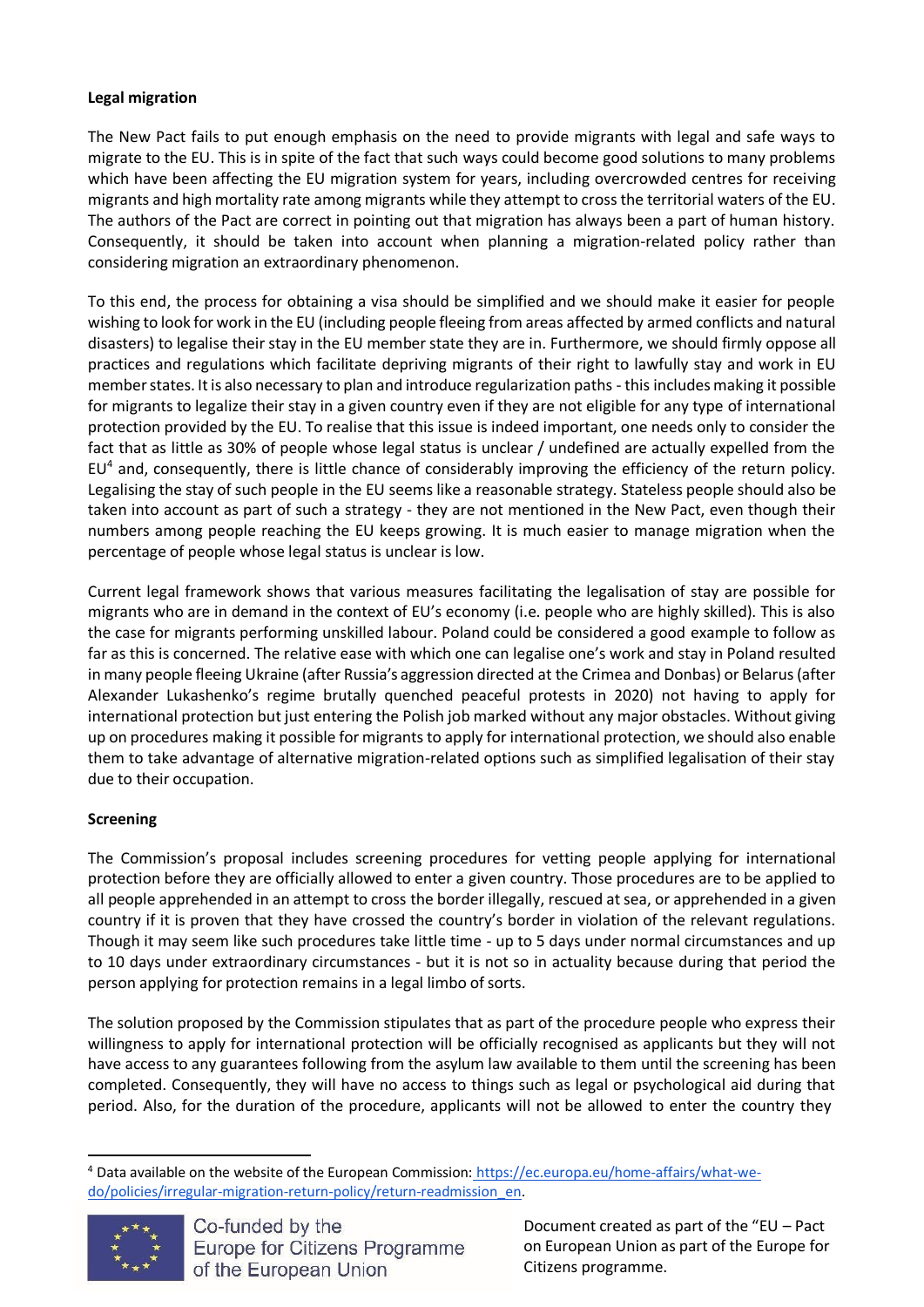**Legal migration**

The New Pact fails to put enough emphasis on the need to provide migrants with legal and safe ways to migrate to the EU. This is in spite of the fact that such ways could become good solutions to many problems which have been affecting the EU migration system for years, including overcrowded centres for receiving migrants and high mortality rate among migrants while they attempt to cross the territorial waters of the EU. The authors of the Pact are correct in pointing out that migration has always been a part of human history. Consequently, it should be taken into account when planning a migration-related policy rather than considering migration an extraordinary phenomenon.

To this end, the process for obtaining a visa should be simplified and we should make it easier for people wishing to look for work in the EU (including people fleeing from areas affected by armed conflicts and natural disasters) to legalise their stay in the EU member state they are in. Furthermore, we should firmly oppose all practices and regulations which facilitate depriving migrants of their right to lawfully stay and work in EU member states. It is also necessary to plan and introduce regularization paths - this includes making it possible for migrants to legalize their stay in a given country even if they are not eligible for any type of international protection provided by the EU. To realise that this issue is indeed important, one needs only to consider the fact that as little as 30% of people whose legal status is unclear / undefined are actually expelled from the EU[4] and, consequently, there is little chance of considerably improving the efficiency of the return policy. Legalising the stay of such people in the EU seems like a reasonable strategy. Stateless people should also be taken into account as part of such a strategy - they are not mentioned in the New Pact, even though their numbers among people reaching the EU keeps growing. It is much easier to manage migration when the percentage of people whose legal status is unclear is low.

Current legal framework shows that various measures facilitating the legalisation of stay are possible for migrants who are in demand in the context of EU's economy (i.e. people who are highly skilled). This is also the case for migrants performing unskilled labour. Poland could be considered a good example to follow as far as this is concerned. The relative ease with which one can legalise one's work and stay in Poland resulted in many people fleeing Ukraine (after Russia's aggression directed at the Crimea and Donbas) or Belarus (after Alexander Lukashenko's regime brutally quenched peaceful protests in 2020) not having to apply for international protection but just entering the Polish job marked without any major obstacles. Without giving up on procedures making it possible for migrants to apply for international protection, we should also enable them to take advantage of alternative migration-related options such as simplified legalisation of their stay due to their occupation.

**Screening**

The Commission's proposal includes screening procedures for vetting people applying for international protection before they are officially allowed to enter a given country. Those procedures are to be applied to all people apprehended in an attempt to cross the border illegally, rescued at sea, or apprehended in a given country if it is proven that they have crossed the country's border in violation of the relevant regulations. Though it may seem like such procedures take little time - up to 5 days under normal circumstances and up to 10 days under extraordinary circumstances - but it is not so in actuality because during that period the person applying for protection remains in a legal limbo of sorts.

The solution proposed by the Commission stipulates that as part of the procedure people who express their willingness to apply for international protection will be officially recognised as applicants but they will not have access to any guarantees following from the asylum law available to them until the screening has been completed. Consequently, they will have no access to things such as legal or psychological aid during that period. Also, for the duration of the procedure, applicants will not be allowed to enter the country they

[4] Data available on the website of the European Commission: https://ec.europa.eu/home-affairs/what-we-do/policies/irregular-migration-return-policy/return-readmission_en.

Co-funded by the Europe for Citizens Programme of the European Union

Document created as part of the "EU – Pact on European Union as part of the Europe for Citizens programme.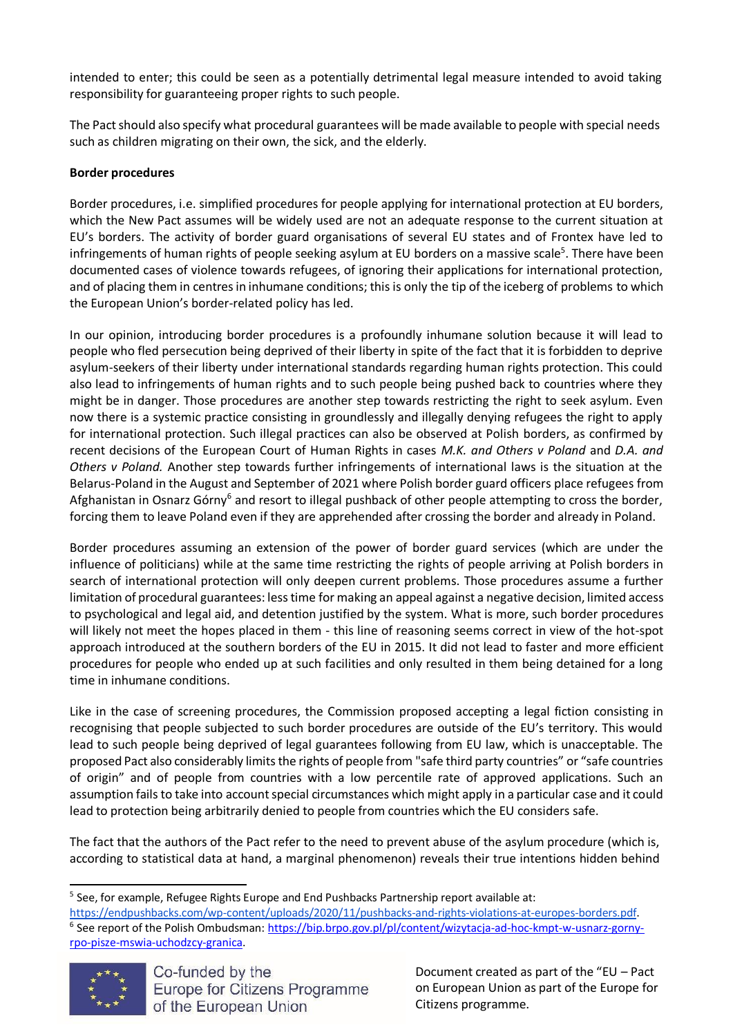intended to enter; this could be seen as a potentially detrimental legal measure intended to avoid taking responsibility for guaranteeing proper rights to such people.

The Pact should also specify what procedural guarantees will be made available to people with special needs such as children migrating on their own, the sick, and the elderly.

**Border procedures**

Border procedures, i.e. simplified procedures for people applying for international protection at EU borders, which the New Pact assumes will be widely used are not an adequate response to the current situation at EU's borders. The activity of border guard organisations of several EU states and of Frontex have led to infringements of human rights of people seeking asylum at EU borders on a massive scale[5]. There have been documented cases of violence towards refugees, of ignoring their applications for international protection, and of placing them in centres in inhumane conditions; this is only the tip of the iceberg of problems to which the European Union's border-related policy has led.

In our opinion, introducing border procedures is a profoundly inhumane solution because it will lead to people who fled persecution being deprived of their liberty in spite of the fact that it is forbidden to deprive asylum-seekers of their liberty under international standards regarding human rights protection. This could also lead to infringements of human rights and to such people being pushed back to countries where they might be in danger. Those procedures are another step towards restricting the right to seek asylum. Even now there is a systemic practice consisting in groundlessly and illegally denying refugees the right to apply for international protection. Such illegal practices can also be observed at Polish borders, as confirmed by recent decisions of the European Court of Human Rights in cases *M.K. and Others v Poland* and *D.A. and Others v Poland.* Another step towards further infringements of international laws is the situation at the Belarus-Poland in the August and September of 2021 where Polish border guard officers place refugees from Afghanistan in Osnarz Górny[6] and resort to illegal pushback of other people attempting to cross the border, forcing them to leave Poland even if they are apprehended after crossing the border and already in Poland.

Border procedures assuming an extension of the power of border guard services (which are under the influence of politicians) while at the same time restricting the rights of people arriving at Polish borders in search of international protection will only deepen current problems. Those procedures assume a further limitation of procedural guarantees: less time for making an appeal against a negative decision, limited access to psychological and legal aid, and detention justified by the system. What is more, such border procedures will likely not meet the hopes placed in them - this line of reasoning seems correct in view of the hot-spot approach introduced at the southern borders of the EU in 2015. It did not lead to faster and more efficient procedures for people who ended up at such facilities and only resulted in them being detained for a long time in inhumane conditions.

Like in the case of screening procedures, the Commission proposed accepting a legal fiction consisting in recognising that people subjected to such border procedures are outside of the EU's territory. This would lead to such people being deprived of legal guarantees following from EU law, which is unacceptable. The proposed Pact also considerably limits the rights of people from "safe third party countries" or "safe countries of origin" and of people from countries with a low percentile rate of approved applications. Such an assumption fails to take into account special circumstances which might apply in a particular case and it could lead to protection being arbitrarily denied to people from countries which the EU considers safe.

The fact that the authors of the Pact refer to the need to prevent abuse of the asylum procedure (which is, according to statistical data at hand, a marginal phenomenon) reveals their true intentions hidden behind

---

[5] See, for example, Refugee Rights Europe and End Pushbacks Partnership report available at: https://endpushbacks.com/wp-content/uploads/2020/11/pushbacks-and-rights-violations-at-europes-borders.pdf.

[6] See report of the Polish Ombudsman: https://bip.brpo.gov.pl/pl/content/wizytacja-ad-hoc-kmpt-w-usnarz-gorny-rpo-pisze-mswia-uchodzcy-granica.

Co-funded by the Europe for Citizens Programme of the European Union

Document created as part of the "EU – Pact on European Union as part of the Europe for Citizens programme.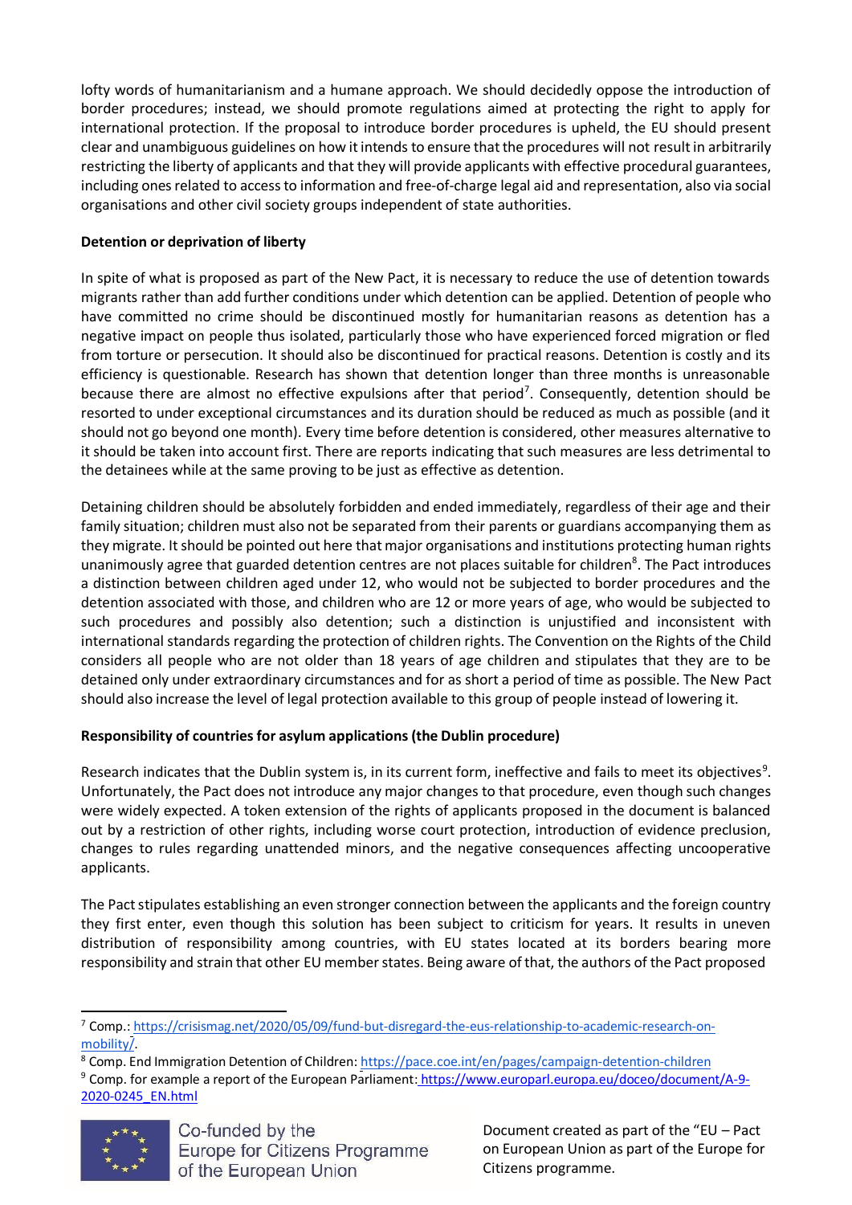lofty words of humanitarianism and a humane approach. We should decidedly oppose the introduction of border procedures; instead, we should promote regulations aimed at protecting the right to apply for international protection. If the proposal to introduce border procedures is upheld, the EU should present clear and unambiguous guidelines on how it intends to ensure that the procedures will not result in arbitrarily restricting the liberty of applicants and that they will provide applicants with effective procedural guarantees, including ones related to access to information and free-of-charge legal aid and representation, also via social organisations and other civil society groups independent of state authorities.

**Detention or deprivation of liberty**

In spite of what is proposed as part of the New Pact, it is necessary to reduce the use of detention towards migrants rather than add further conditions under which detention can be applied. Detention of people who have committed no crime should be discontinued mostly for humanitarian reasons as detention has a negative impact on people thus isolated, particularly those who have experienced forced migration or fled from torture or persecution. It should also be discontinued for practical reasons. Detention is costly and its efficiency is questionable. Research has shown that detention longer than three months is unreasonable because there are almost no effective expulsions after that period[7]. Consequently, detention should be resorted to under exceptional circumstances and its duration should be reduced as much as possible (and it should not go beyond one month). Every time before detention is considered, other measures alternative to it should be taken into account first. There are reports indicating that such measures are less detrimental to the detainees while at the same proving to be just as effective as detention.

Detaining children should be absolutely forbidden and ended immediately, regardless of their age and their family situation; children must also not be separated from their parents or guardians accompanying them as they migrate. It should be pointed out here that major organisations and institutions protecting human rights unanimously agree that guarded detention centres are not places suitable for children[8]. The Pact introduces a distinction between children aged under 12, who would not be subjected to border procedures and the detention associated with those, and children who are 12 or more years of age, who would be subjected to such procedures and possibly also detention; such a distinction is unjustified and inconsistent with international standards regarding the protection of children rights. The Convention on the Rights of the Child considers all people who are not older than 18 years of age children and stipulates that they are to be detained only under extraordinary circumstances and for as short a period of time as possible. The New Pact should also increase the level of legal protection available to this group of people instead of lowering it.

**Responsibility of countries for asylum applications (the Dublin procedure)**

Research indicates that the Dublin system is, in its current form, ineffective and fails to meet its objectives[9]. Unfortunately, the Pact does not introduce any major changes to that procedure, even though such changes were widely expected. A token extension of the rights of applicants proposed in the document is balanced out by a restriction of other rights, including worse court protection, introduction of evidence preclusion, changes to rules regarding unattended minors, and the negative consequences affecting uncooperative applicants.

The Pact stipulates establishing an even stronger connection between the applicants and the foreign country they first enter, even though this solution has been subject to criticism for years. It results in uneven distribution of responsibility among countries, with EU states located at its borders bearing more responsibility and strain that other EU member states. Being aware of that, the authors of the Pact proposed

---

[7] Comp.: https://crisismag.net/2020/05/09/fund-but-disregard-the-eus-relationship-to-academic-research-on-mobility/.

[8] Comp. End Immigration Detention of Children: https://pace.coe.int/en/pages/campaign-detention-children

[9] Comp. for example a report of the European Parliament: https://www.europarl.europa.eu/doceo/document/A-9-2020-0245_EN.html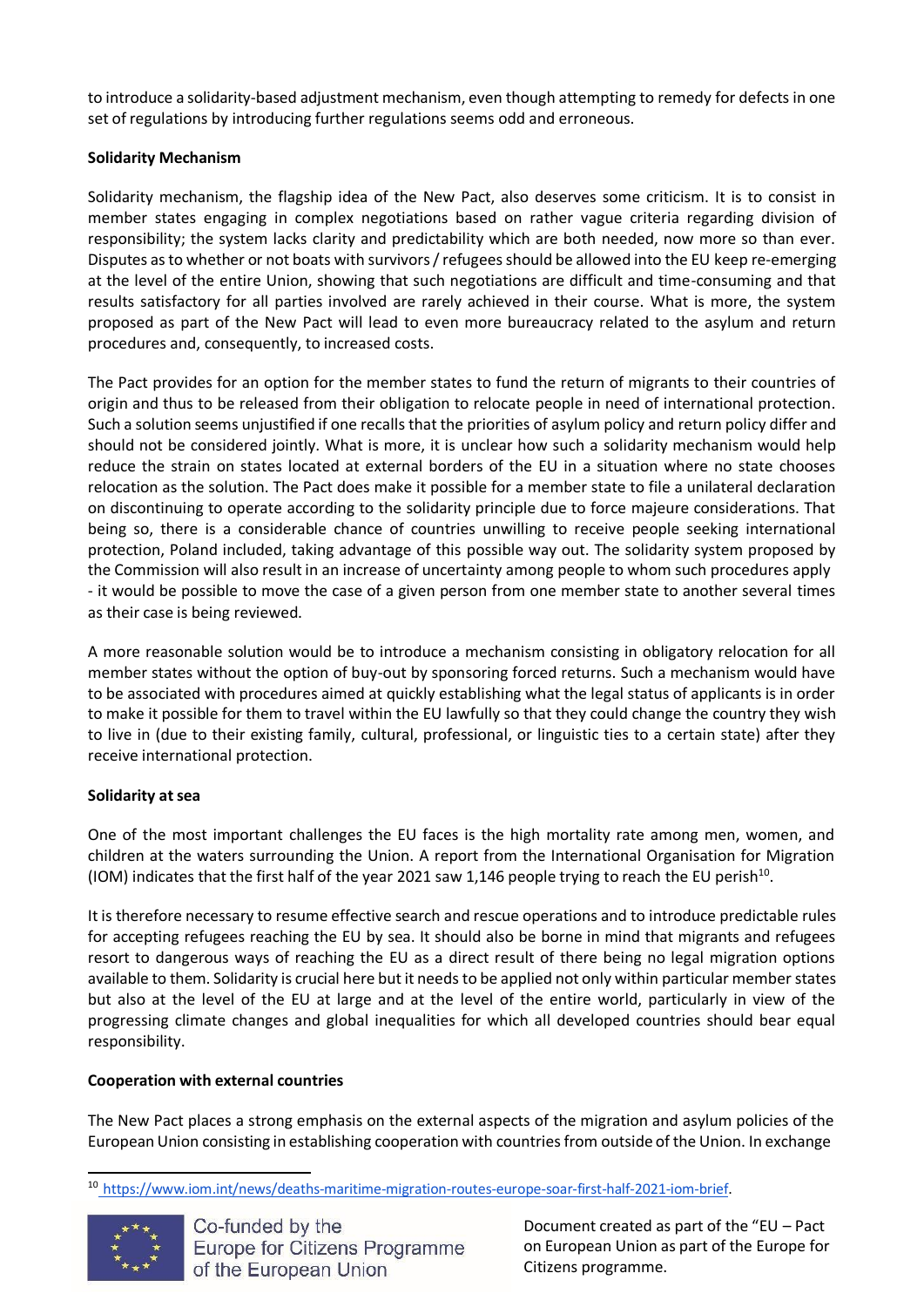to introduce a solidarity-based adjustment mechanism, even though attempting to remedy for defects in one set of regulations by introducing further regulations seems odd and erroneous.

**Solidarity Mechanism**

Solidarity mechanism, the flagship idea of the New Pact, also deserves some criticism. It is to consist in member states engaging in complex negotiations based on rather vague criteria regarding division of responsibility; the system lacks clarity and predictability which are both needed, now more so than ever. Disputes as to whether or not boats with survivors / refugees should be allowed into the EU keep re-emerging at the level of the entire Union, showing that such negotiations are difficult and time-consuming and that results satisfactory for all parties involved are rarely achieved in their course. What is more, the system proposed as part of the New Pact will lead to even more bureaucracy related to the asylum and return procedures and, consequently, to increased costs.

The Pact provides for an option for the member states to fund the return of migrants to their countries of origin and thus to be released from their obligation to relocate people in need of international protection. Such a solution seems unjustified if one recalls that the priorities of asylum policy and return policy differ and should not be considered jointly. What is more, it is unclear how such a solidarity mechanism would help reduce the strain on states located at external borders of the EU in a situation where no state chooses relocation as the solution. The Pact does make it possible for a member state to file a unilateral declaration on discontinuing to operate according to the solidarity principle due to force majeure considerations. That being so, there is a considerable chance of countries unwilling to receive people seeking international protection, Poland included, taking advantage of this possible way out. The solidarity system proposed by the Commission will also result in an increase of uncertainty among people to whom such procedures apply - it would be possible to move the case of a given person from one member state to another several times as their case is being reviewed.

A more reasonable solution would be to introduce a mechanism consisting in obligatory relocation for all member states without the option of buy-out by sponsoring forced returns. Such a mechanism would have to be associated with procedures aimed at quickly establishing what the legal status of applicants is in order to make it possible for them to travel within the EU lawfully so that they could change the country they wish to live in (due to their existing family, cultural, professional, or linguistic ties to a certain state) after they receive international protection.

**Solidarity at sea**

One of the most important challenges the EU faces is the high mortality rate among men, women, and children at the waters surrounding the Union. A report from the International Organisation for Migration (IOM) indicates that the first half of the year 2021 saw 1,146 people trying to reach the EU perish[10].

It is therefore necessary to resume effective search and rescue operations and to introduce predictable rules for accepting refugees reaching the EU by sea. It should also be borne in mind that migrants and refugees resort to dangerous ways of reaching the EU as a direct result of there being no legal migration options available to them. Solidarity is crucial here but it needs to be applied not only within particular member states but also at the level of the EU at large and at the level of the entire world, particularly in view of the progressing climate changes and global inequalities for which all developed countries should bear equal responsibility.

**Cooperation with external countries**

The New Pact places a strong emphasis on the external aspects of the migration and asylum policies of the European Union consisting in establishing cooperation with countries from outside of the Union. In exchange

[10] https://www.iom.int/news/deaths-maritime-migration-routes-europe-soar-first-half-2021-iom-brief.

Co-funded by the Europe for Citizens Programme of the European Union

Document created as part of the "EU – Pact on European Union as part of the Europe for Citizens programme.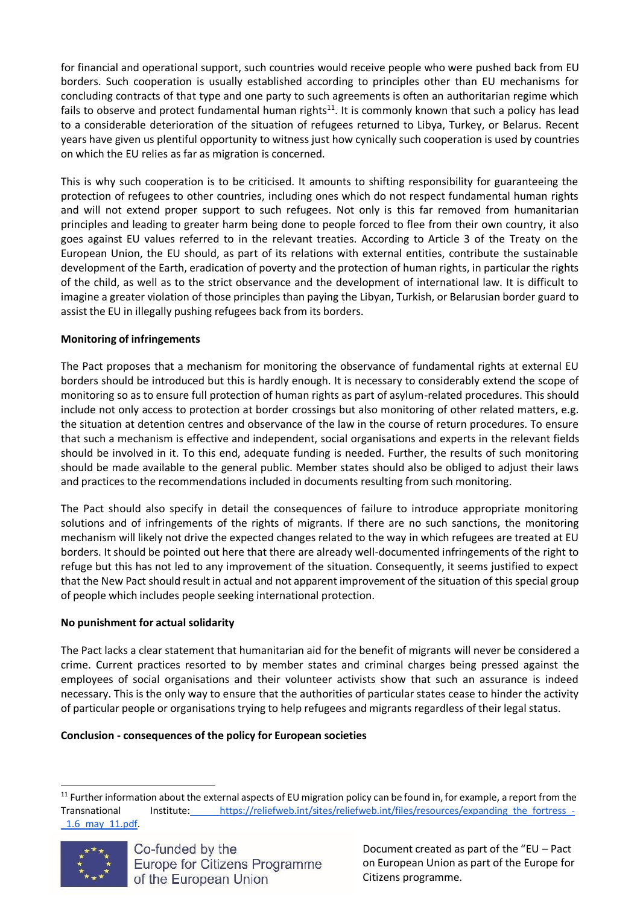for financial and operational support, such countries would receive people who were pushed back from EU borders. Such cooperation is usually established according to principles other than EU mechanisms for concluding contracts of that type and one party to such agreements is often an authoritarian regime which fails to observe and protect fundamental human rights[11]. It is commonly known that such a policy has lead to a considerable deterioration of the situation of refugees returned to Libya, Turkey, or Belarus. Recent years have given us plentiful opportunity to witness just how cynically such cooperation is used by countries on which the EU relies as far as migration is concerned.

This is why such cooperation is to be criticised. It amounts to shifting responsibility for guaranteeing the protection of refugees to other countries, including ones which do not respect fundamental human rights and will not extend proper support to such refugees. Not only is this far removed from humanitarian principles and leading to greater harm being done to people forced to flee from their own country, it also goes against EU values referred to in the relevant treaties. According to Article 3 of the Treaty on the European Union, the EU should, as part of its relations with external entities, contribute the sustainable development of the Earth, eradication of poverty and the protection of human rights, in particular the rights of the child, as well as to the strict observance and the development of international law. It is difficult to imagine a greater violation of those principles than paying the Libyan, Turkish, or Belarusian border guard to assist the EU in illegally pushing refugees back from its borders.

**Monitoring of infringements**

The Pact proposes that a mechanism for monitoring the observance of fundamental rights at external EU borders should be introduced but this is hardly enough. It is necessary to considerably extend the scope of monitoring so as to ensure full protection of human rights as part of asylum-related procedures. This should include not only access to protection at border crossings but also monitoring of other related matters, e.g. the situation at detention centres and observance of the law in the course of return procedures. To ensure that such a mechanism is effective and independent, social organisations and experts in the relevant fields should be involved in it. To this end, adequate funding is needed. Further, the results of such monitoring should be made available to the general public. Member states should also be obliged to adjust their laws and practices to the recommendations included in documents resulting from such monitoring.

The Pact should also specify in detail the consequences of failure to introduce appropriate monitoring solutions and of infringements of the rights of migrants. If there are no such sanctions, the monitoring mechanism will likely not drive the expected changes related to the way in which refugees are treated at EU borders. It should be pointed out here that there are already well-documented infringements of the right to refuge but this has not led to any improvement of the situation. Consequently, it seems justified to expect that the New Pact should result in actual and not apparent improvement of the situation of this special group of people which includes people seeking international protection.

**No punishment for actual solidarity**

The Pact lacks a clear statement that humanitarian aid for the benefit of migrants will never be considered a crime. Current practices resorted to by member states and criminal charges being pressed against the employees of social organisations and their volunteer activists show that such an assurance is indeed necessary. This is the only way to ensure that the authorities of particular states cease to hinder the activity of particular people or organisations trying to help refugees and migrants regardless of their legal status.

**Conclusion - consequences of the policy for European societies**

[11] Further information about the external aspects of EU migration policy can be found in, for example, a report from the Transnational Institute: https://reliefweb.int/sites/reliefweb.int/files/resources/expanding_the_fortress_-_1.6_may_11.pdf.

Co-funded by the Europe for Citizens Programme of the European Union

Document created as part of the "EU – Pact on European Union as part of the Europe for Citizens programme.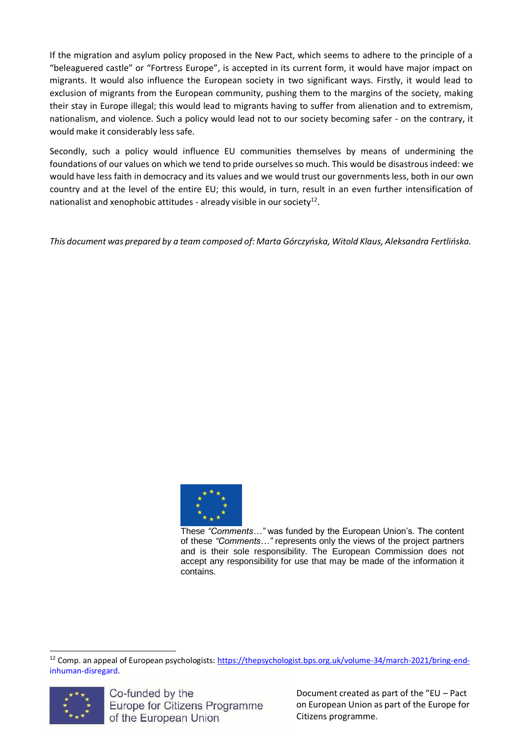If the migration and asylum policy proposed in the New Pact, which seems to adhere to the principle of a "beleaguered castle" or "Fortress Europe", is accepted in its current form, it would have major impact on migrants. It would also influence the European society in two significant ways. Firstly, it would lead to exclusion of migrants from the European community, pushing them to the margins of the society, making their stay in Europe illegal; this would lead to migrants having to suffer from alienation and to extremism, nationalism, and violence. Such a policy would lead not to our society becoming safer - on the contrary, it would make it considerably less safe.

Secondly, such a policy would influence EU communities themselves by means of undermining the foundations of our values on which we tend to pride ourselves so much. This would be disastrous indeed: we would have less faith in democracy and its values and we would trust our governments less, both in our own country and at the level of the entire EU; this would, in turn, result in an even further intensification of nationalist and xenophobic attitudes - already visible in our society[12].

*This document was prepared by a team composed of: Marta Górczyńska, Witold Klaus, Aleksandra Fertlińska.*

These *"Comments…"* was funded by the European Union's. The content of these *"Comments…"* represents only the views of the project partners and is their sole responsibility. The European Commission does not accept any responsibility for use that may be made of the information it contains.

[12] Comp. an appeal of European psychologists: https://thepsychologist.bps.org.uk/volume-34/march-2021/bring-end-inhuman-disregard.

Co-funded by the Europe for Citizens Programme of the European Union

Document created as part of the "EU – Pact on European Union as part of the Europe for Citizens programme.